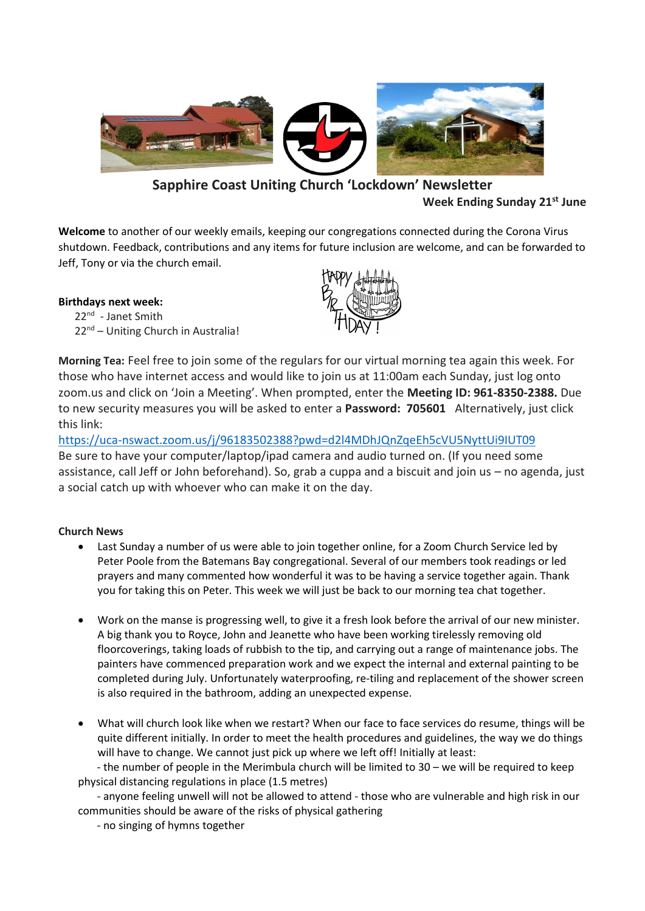# Sapphire Coast Uniting Church 'Lockdown' Newsletter

**Week Ending Sunday 21st June**

**Welcome** to another of our weekly emails, keeping our congregations connected during the Corona Virus shutdown. Feedback, contributions and any items for future inclusion are welcome, and can be forwarded to Jeff, Tony or via the church email.

**Birthdays next week:**

22nd - Janet Smith
22nd – Uniting Church in Australia!

**Morning Tea:** Feel free to join some of the regulars for our virtual morning tea again this week. For those who have internet access and would like to join us at 11:00am each Sunday, just log onto zoom.us and click on 'Join a Meeting'. When prompted, enter the **Meeting ID: 961-8350-2388.** Due to new security measures you will be asked to enter a **Password: 705601** Alternatively, just click this link:
https://uca-nswact.zoom.us/j/96183502388?pwd=d2l4MDhJQnZqeEh5cVU5NyttUi9IUT09
Be sure to have your computer/laptop/ipad camera and audio turned on. (If you need some assistance, call Jeff or John beforehand). So, grab a cuppa and a biscuit and join us – no agenda, just a social catch up with whoever who can make it on the day.

**Church News**

- Last Sunday a number of us were able to join together online, for a Zoom Church Service led by Peter Poole from the Batemans Bay congregational. Several of our members took readings or led prayers and many commented how wonderful it was to be having a service together again. Thank you for taking this on Peter. This week we will just be back to our morning tea chat together.

- Work on the manse is progressing well, to give it a fresh look before the arrival of our new minister. A big thank you to Royce, John and Jeanette who have been working tirelessly removing old floorcoverings, taking loads of rubbish to the tip, and carrying out a range of maintenance jobs. The painters have commenced preparation work and we expect the internal and external painting to be completed during July. Unfortunately waterproofing, re-tiling and replacement of the shower screen is also required in the bathroom, adding an unexpected expense.

- What will church look like when we restart? When our face to face services do resume, things will be quite different initially. In order to meet the health procedures and guidelines, the way we do things will have to change. We cannot just pick up where we left off! Initially at least:

  - the number of people in the Merimbula church will be limited to 30 – we will be required to keep physical distancing regulations in place (1.5 metres)
  - anyone feeling unwell will not be allowed to attend - those who are vulnerable and high risk in our communities should be aware of the risks of physical gathering
  - no singing of hymns together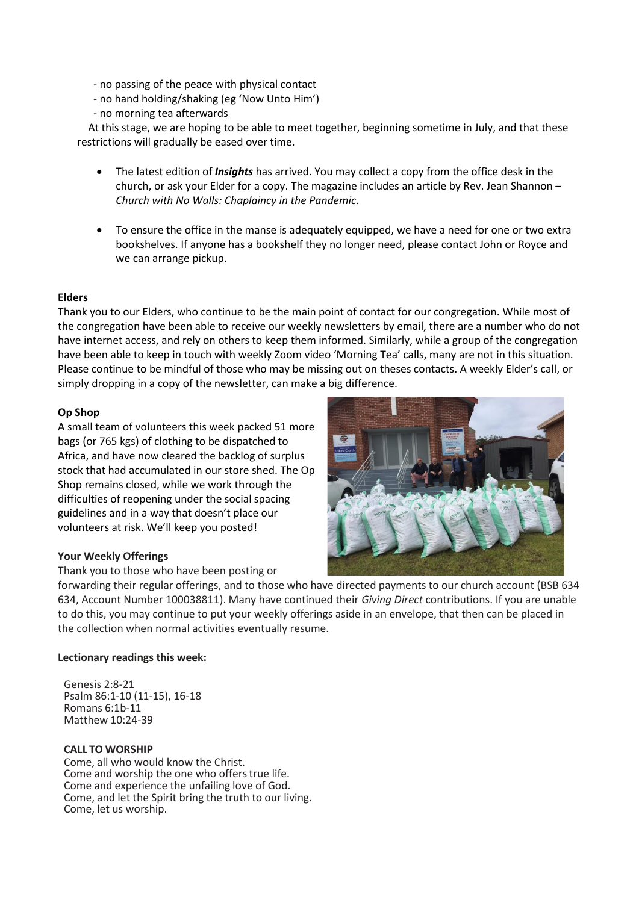- no passing of the peace with physical contact
- no hand holding/shaking (eg 'Now Unto Him')
- no morning tea afterwards

At this stage, we are hoping to be able to meet together, beginning sometime in July, and that these restrictions will gradually be eased over time.

- The latest edition of ***Insights*** has arrived. You may collect a copy from the office desk in the church, or ask your Elder for a copy. The magazine includes an article by Rev. Jean Shannon – *Church with No Walls: Chaplaincy in the Pandemic*.
- To ensure the office in the manse is adequately equipped, we have a need for one or two extra bookshelves. If anyone has a bookshelf they no longer need, please contact John or Royce and we can arrange pickup.

**Elders**

Thank you to our Elders, who continue to be the main point of contact for our congregation. While most of the congregation have been able to receive our weekly newsletters by email, there are a number who do not have internet access, and rely on others to keep them informed. Similarly, while a group of the congregation have been able to keep in touch with weekly Zoom video 'Morning Tea' calls, many are not in this situation. Please continue to be mindful of those who may be missing out on theses contacts. A weekly Elder's call, or simply dropping in a copy of the newsletter, can make a big difference.

**Op Shop**

A small team of volunteers this week packed 51 more bags (or 765 kgs) of clothing to be dispatched to Africa, and have now cleared the backlog of surplus stock that had accumulated in our store shed. The Op Shop remains closed, while we work through the difficulties of reopening under the social spacing guidelines and in a way that doesn't place our volunteers at risk. We'll keep you posted!

**Your Weekly Offerings**

Thank you to those who have been posting or forwarding their regular offerings, and to those who have directed payments to our church account (BSB 634 634, Account Number 100038811). Many have continued their *Giving Direct* contributions. If you are unable to do this, you may continue to put your weekly offerings aside in an envelope, that then can be placed in the collection when normal activities eventually resume.

**Lectionary readings this week:**

Genesis 2:8-21
Psalm 86:1-10 (11-15), 16-18
Romans 6:1b-11
Matthew 10:24-39

**CALL TO WORSHIP**

Come, all who would know the Christ.
Come and worship the one who offers true life.
Come and experience the unfailing love of God.
Come, and let the Spirit bring the truth to our living.
Come, let us worship.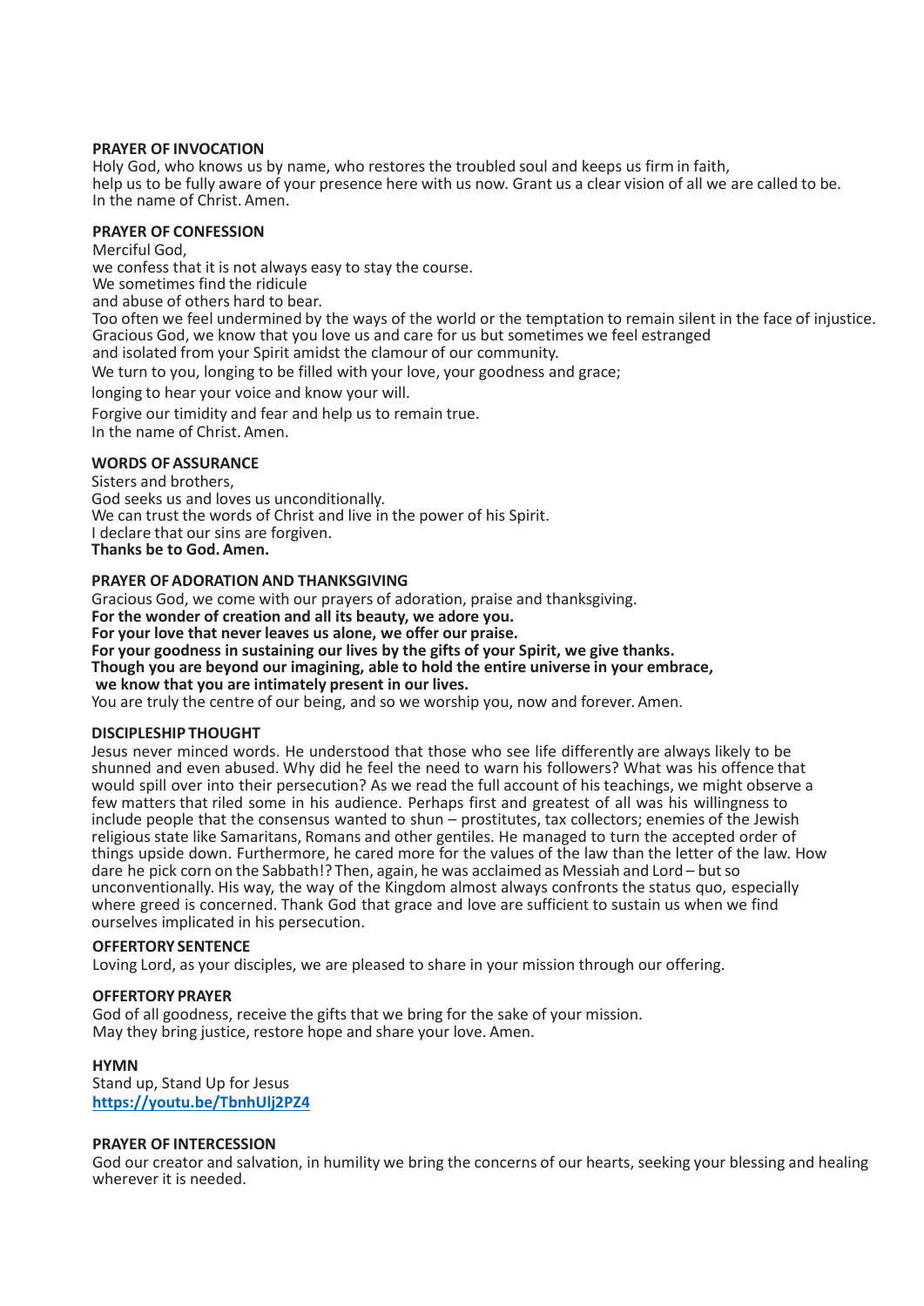## PRAYER OF INVOCATION

Holy God, who knows us by name, who restores the troubled soul and keeps us firm in faith,
help us to be fully aware of your presence here with us now. Grant us a clear vision of all we are called to be.
In the name of Christ. Amen.

## PRAYER OF CONFESSION

Merciful God,
we confess that it is not always easy to stay the course.
We sometimes find the ridicule
and abuse of others hard to bear.
Too often we feel undermined by the ways of the world or the temptation to remain silent in the face of injustice.
Gracious God, we know that you love us and care for us but sometimes we feel estranged
and isolated from your Spirit amidst the clamour of our community.
We turn to you, longing to be filled with your love, your goodness and grace;
longing to hear your voice and know your will.
Forgive our timidity and fear and help us to remain true.
In the name of Christ. Amen.

## WORDS OF ASSURANCE

Sisters and brothers,
God seeks us and loves us unconditionally.
We can trust the words of Christ and live in the power of his Spirit.
I declare that our sins are forgiven.
**Thanks be to God. Amen.**

## PRAYER OF ADORATION AND THANKSGIVING

Gracious God, we come with our prayers of adoration, praise and thanksgiving.
**For the wonder of creation and all its beauty, we adore you.**
**For your love that never leaves us alone, we offer our praise.**
**For your goodness in sustaining our lives by the gifts of your Spirit, we give thanks.**
**Though you are beyond our imagining, able to hold the entire universe in your embrace,**
**we know that you are intimately present in our lives.**
You are truly the centre of our being, and so we worship you, now and forever. Amen.

## DISCIPLESHIP THOUGHT

Jesus never minced words. He understood that those who see life differently are always likely to be shunned and even abused. Why did he feel the need to warn his followers? What was his offence that would spill over into their persecution? As we read the full account of his teachings, we might observe a few matters that riled some in his audience. Perhaps first and greatest of all was his willingness to include people that the consensus wanted to shun – prostitutes, tax collectors; enemies of the Jewish religious state like Samaritans, Romans and other gentiles. He managed to turn the accepted order of things upside down. Furthermore, he cared more for the values of the law than the letter of the law. How dare he pick corn on the Sabbath!? Then, again, he was acclaimed as Messiah and Lord – but so unconventionally. His way, the way of the Kingdom almost always confronts the status quo, especially where greed is concerned. Thank God that grace and love are sufficient to sustain us when we find ourselves implicated in his persecution.

## OFFERTORY SENTENCE

Loving Lord, as your disciples, we are pleased to share in your mission through our offering.

## OFFERTORY PRAYER

God of all goodness, receive the gifts that we bring for the sake of your mission.
May they bring justice, restore hope and share your love. Amen.

## HYMN

Stand up, Stand Up for Jesus
**https://youtu.be/TbnhUlj2PZ4**

## PRAYER OF INTERCESSION

God our creator and salvation, in humility we bring the concerns of our hearts, seeking your blessing and healing wherever it is needed.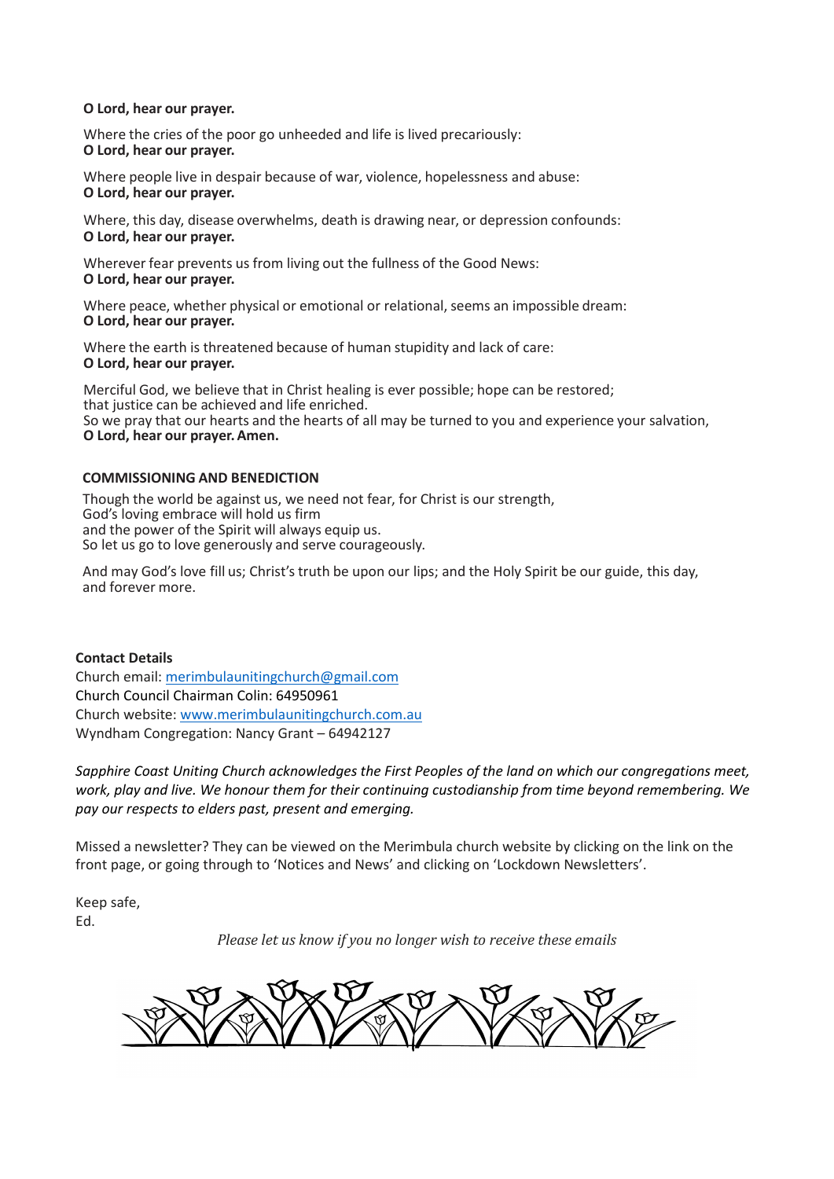**O Lord, hear our prayer.**

Where the cries of the poor go unheeded and life is lived precariously:
**O Lord, hear our prayer.**

Where people live in despair because of war, violence, hopelessness and abuse:
**O Lord, hear our prayer.**

Where, this day, disease overwhelms, death is drawing near, or depression confounds:
**O Lord, hear our prayer.**

Wherever fear prevents us from living out the fullness of the Good News:
**O Lord, hear our prayer.**

Where peace, whether physical or emotional or relational, seems an impossible dream:
**O Lord, hear our prayer.**

Where the earth is threatened because of human stupidity and lack of care:
**O Lord, hear our prayer.**

Merciful God, we believe that in Christ healing is ever possible; hope can be restored;
that justice can be achieved and life enriched.
So we pray that our hearts and the hearts of all may be turned to you and experience your salvation,
**O Lord, hear our prayer. Amen.**

**COMMISSIONING AND BENEDICTION**

Though the world be against us, we need not fear, for Christ is our strength,
God's loving embrace will hold us firm
and the power of the Spirit will always equip us.
So let us go to love generously and serve courageously.

And may God's love fill us; Christ's truth be upon our lips; and the Holy Spirit be our guide, this day, and forever more.

**Contact Details**
Church email: merimbulaunitingchurch@gmail.com
Church Council Chairman Colin: 64950961
Church website: www.merimbulaunitingchurch.com.au
Wyndham Congregation: Nancy Grant – 64942127

*Sapphire Coast Uniting Church acknowledges the First Peoples of the land on which our congregations meet, work, play and live. We honour them for their continuing custodianship from time beyond remembering. We pay our respects to elders past, present and emerging.*

Missed a newsletter? They can be viewed on the Merimbula church website by clicking on the link on the front page, or going through to 'Notices and News' and clicking on 'Lockdown Newsletters'.

Keep safe,
Ed.

*Please let us know if you no longer wish to receive these emails*